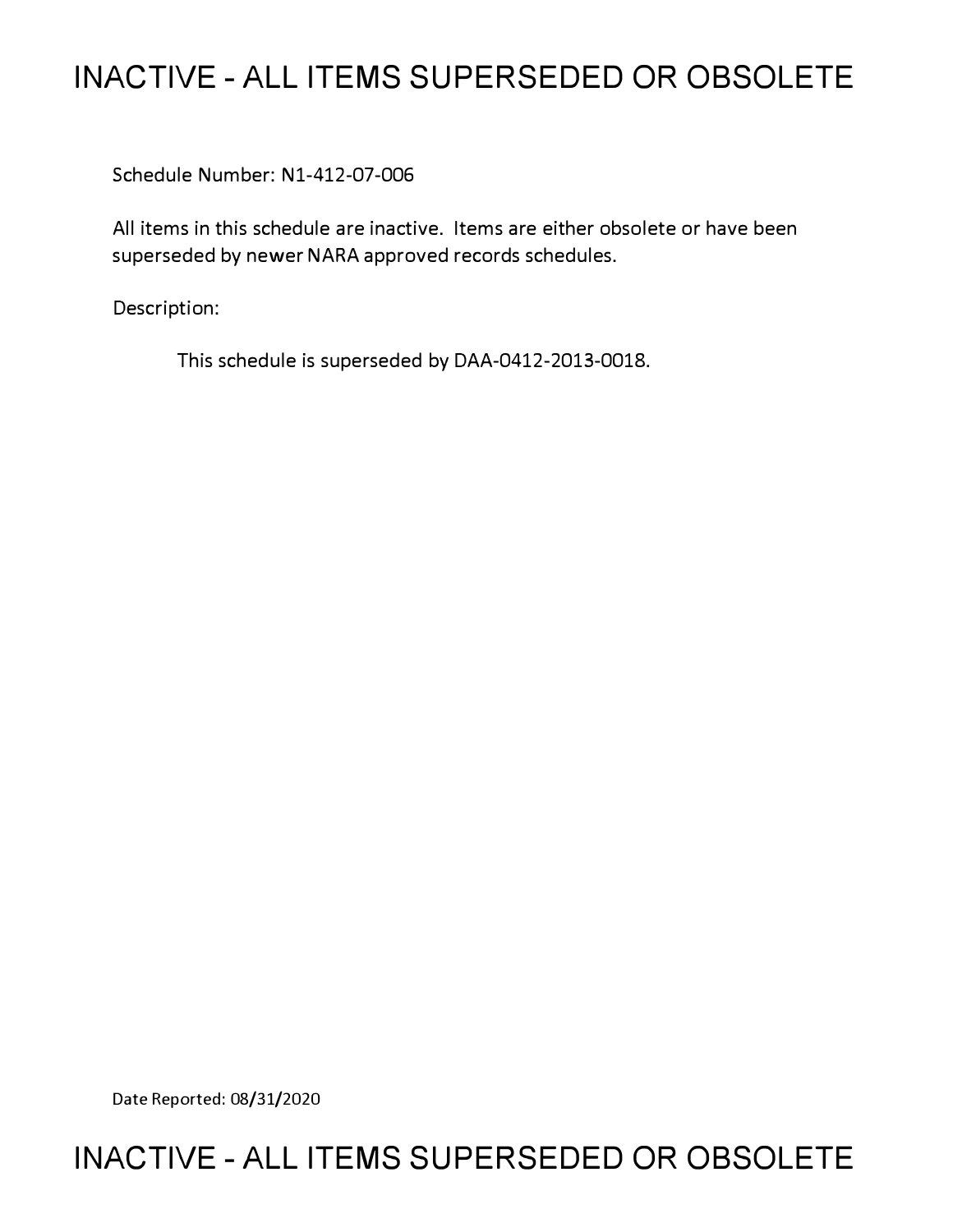# INACTIVE - ALL ITEMS SUPERSEDED OR OBSOLETE

Schedule Number: N1-412-07-006

All items in this schedule are inactive. Items are either obsolete or have been superseded by newer NARA approved records schedules.

Description:

This schedule is superseded by DAA-0412-2013-0018.

Date Reported: 08/31/2020

# INACTIVE - ALL ITEMS SUPERSEDED OR OBSOLETE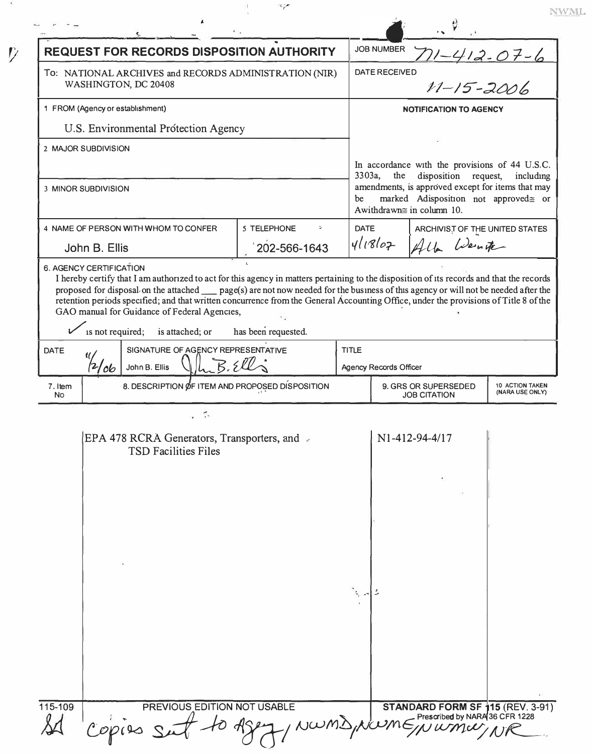# REQUEST FOR RECORDS DISPOSITION AUTHORITY

| | |
|---|---|
| **JOB NUMBER** | N1-412-07-6 |
| To: NATIONAL ARCHIVES and RECORDS ADMINISTRATION (NIR) WASHINGTON, DC 20408 | **DATE RECEIVED** 11-15-2006 |
| 1 FROM (Agency or establishment) U.S. Environmental Protection Agency | **NOTIFICATION TO AGENCY** |
| 2 MAJOR SUBDIVISION | In accordance with the provisions of 44 U.S.C. 3303a, the disposition request, including amendments, is approved except for items that may be marked Adisposition not approved≅ or Awithdrawn≅ in column 10. |
| 3 MINOR SUBDIVISION | |

| 4 NAME OF PERSON WITH WHOM TO CONFER | 5 TELEPHONE | DATE | ARCHIVIST OF THE UNITED STATES |
|---|---|---|---|
| John B. Ellis | 202-566-1643 | 4/18/07 | Allen Weinstein |

**6. AGENCY CERTIFICATION**

I hereby certify that I am authorized to act for this agency in matters pertaining to the disposition of its records and that the records proposed for disposal on the attached ___ page(s) are not now needed for the business of this agency or will not be needed after the retention periods specified; and that written concurrence from the General Accounting Office, under the provisions of Title 8 of the GAO manual for Guidance of Federal Agencies,

✓ is not required; is attached; or has been requested.

| DATE | SIGNATURE OF AGENCY REPRESENTATIVE | TITLE |
|---|---|---|
| 11/2/06 | John B. Ellis | Agency Records Officer |

| 7. Item No | 8. DESCRIPTION OF ITEM AND PROPOSED DISPOSITION | 9. GRS OR SUPERSEDED JOB CITATION | 10 ACTION TAKEN (NARA USE ONLY) |
|---|---|---|---|
| | EPA 478 RCRA Generators, Transporters, and TSD Facilities Files | N1-412-94-4/17 | |

115-109 PREVIOUS EDITION NOT USABLE

STANDARD FORM SF 115 (REV. 3-91) Prescribed by NARA 36 CFR 1228

Copies sent to Agency, NWMD, NWME, NWMW, NR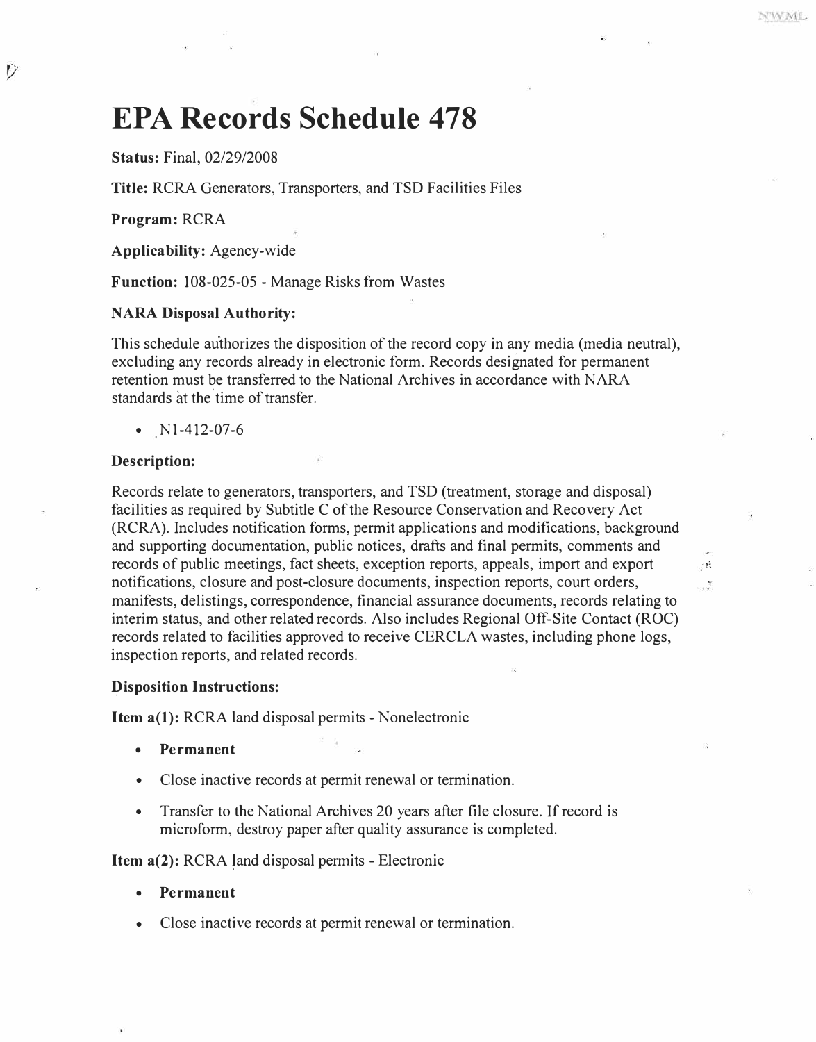# EPA Records Schedule 478

**Status:** Final, 02/29/2008

**Title:** RCRA Generators, Transporters, and TSD Facilities Files

**Program:** RCRA

**Applicability:** Agency-wide

**Function:** 108-025-05 - Manage Risks from Wastes

**NARA Disposal Authority:**

This schedule authorizes the disposition of the record copy in any media (media neutral), excluding any records already in electronic form. Records designated for permanent retention must be transferred to the National Archives in accordance with NARA standards at the time of transfer.

- N1-412-07-6

**Description:**

Records relate to generators, transporters, and TSD (treatment, storage and disposal) facilities as required by Subtitle C of the Resource Conservation and Recovery Act (RCRA). Includes notification forms, permit applications and modifications, background and supporting documentation, public notices, drafts and final permits, comments and records of public meetings, fact sheets, exception reports, appeals, import and export notifications, closure and post-closure documents, inspection reports, court orders, manifests, delistings, correspondence, financial assurance documents, records relating to interim status, and other related records. Also includes Regional Off-Site Contact (ROC) records related to facilities approved to receive CERCLA wastes, including phone logs, inspection reports, and related records.

**Disposition Instructions:**

**Item a(1):** RCRA land disposal permits - Nonelectronic

- **Permanent**
- Close inactive records at permit renewal or termination.
- Transfer to the National Archives 20 years after file closure. If record is microform, destroy paper after quality assurance is completed.

**Item a(2):** RCRA land disposal permits - Electronic

- **Permanent**
- Close inactive records at permit renewal or termination.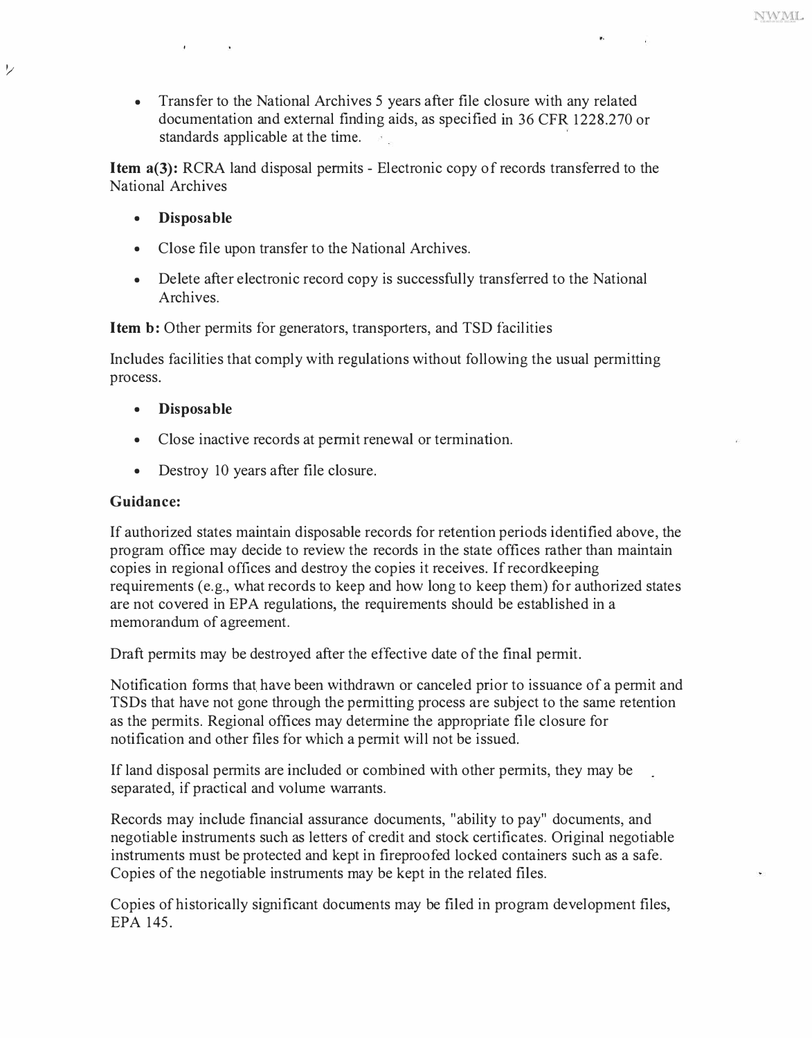- Transfer to the National Archives 5 years after file closure with any related documentation and external finding aids, as specified in 36 CFR 1228.270 or standards applicable at the time.

**Item a(3):** RCRA land disposal permits - Electronic copy of records transferred to the National Archives

- **Disposable**
- Close file upon transfer to the National Archives.
- Delete after electronic record copy is successfully transferred to the National Archives.

**Item b:** Other permits for generators, transporters, and TSD facilities

Includes facilities that comply with regulations without following the usual permitting process.

- **Disposable**
- Close inactive records at permit renewal or termination.
- Destroy 10 years after file closure.

**Guidance:**

If authorized states maintain disposable records for retention periods identified above, the program office may decide to review the records in the state offices rather than maintain copies in regional offices and destroy the copies it receives. If recordkeeping requirements (e.g., what records to keep and how long to keep them) for authorized states are not covered in EPA regulations, the requirements should be established in a memorandum of agreement.

Draft permits may be destroyed after the effective date of the final permit.

Notification forms that have been withdrawn or canceled prior to issuance of a permit and TSDs that have not gone through the permitting process are subject to the same retention as the permits. Regional offices may determine the appropriate file closure for notification and other files for which a permit will not be issued.

If land disposal permits are included or combined with other permits, they may be separated, if practical and volume warrants.

Records may include financial assurance documents, "ability to pay" documents, and negotiable instruments such as letters of credit and stock certificates. Original negotiable instruments must be protected and kept in fireproofed locked containers such as a safe. Copies of the negotiable instruments may be kept in the related files.

Copies of historically significant documents may be filed in program development files, EPA 145.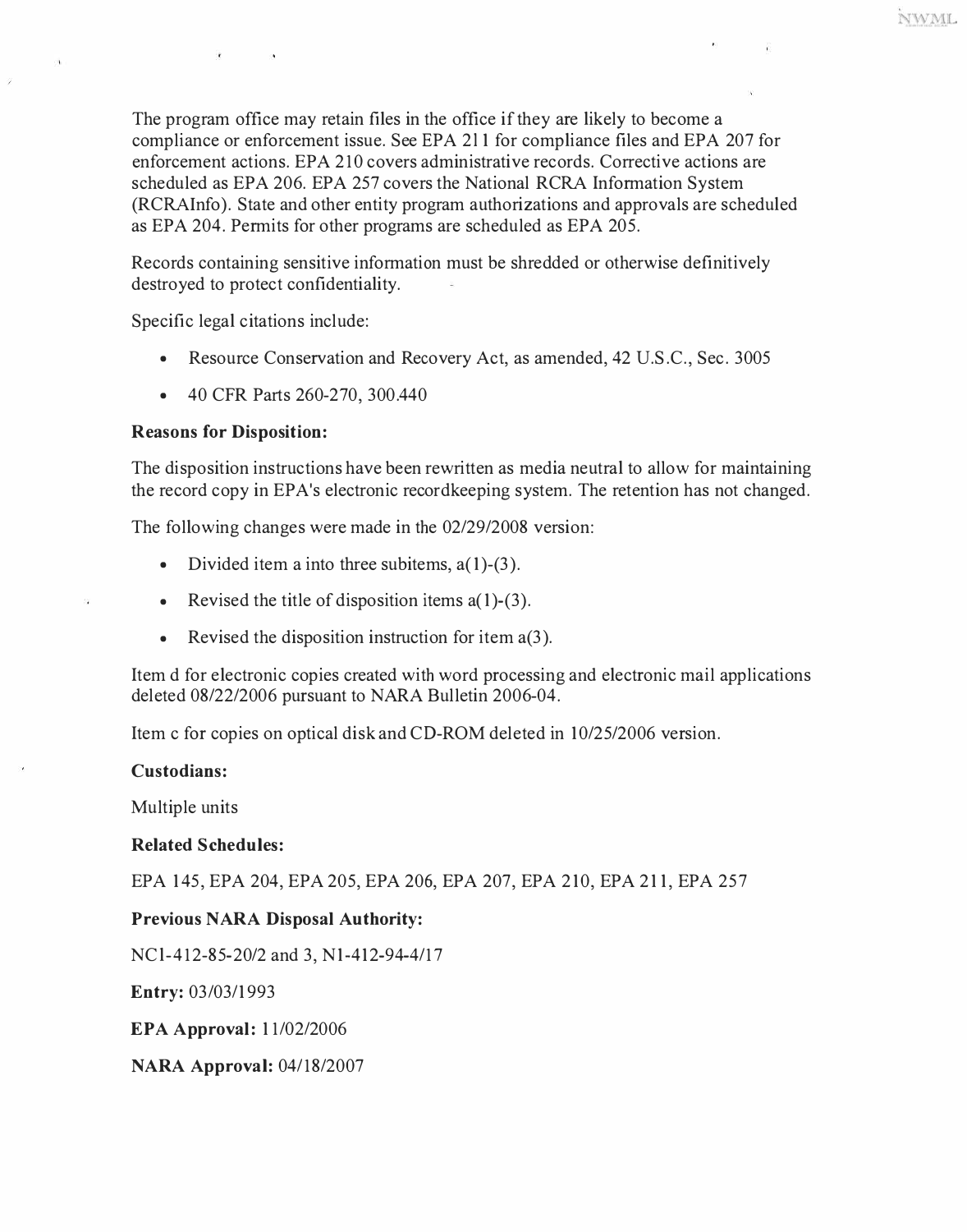The program office may retain files in the office if they are likely to become a compliance or enforcement issue. See EPA 211 for compliance files and EPA 207 for enforcement actions. EPA 210 covers administrative records. Corrective actions are scheduled as EPA 206. EPA 257 covers the National RCRA Information System (RCRAInfo). State and other entity program authorizations and approvals are scheduled as EPA 204. Permits for other programs are scheduled as EPA 205.

Records containing sensitive information must be shredded or otherwise definitively destroyed to protect confidentiality.

Specific legal citations include:

- Resource Conservation and Recovery Act, as amended, 42 U.S.C., Sec. 3005
- 40 CFR Parts 260-270, 300.440

**Reasons for Disposition:**

The disposition instructions have been rewritten as media neutral to allow for maintaining the record copy in EPA's electronic recordkeeping system. The retention has not changed.

The following changes were made in the 02/29/2008 version:

- Divided item a into three subitems, a(1)-(3).
- Revised the title of disposition items a(1)-(3).
- Revised the disposition instruction for item a(3).

Item d for electronic copies created with word processing and electronic mail applications deleted 08/22/2006 pursuant to NARA Bulletin 2006-04.

Item c for copies on optical disk and CD-ROM deleted in 10/25/2006 version.

**Custodians:**

Multiple units

**Related Schedules:**

EPA 145, EPA 204, EPA 205, EPA 206, EPA 207, EPA 210, EPA 211, EPA 257

**Previous NARA Disposal Authority:**

NC1-412-85-20/2 and 3, N1-412-94-4/17

**Entry:** 03/03/1993

**EPA Approval:** 11/02/2006

**NARA Approval:** 04/18/2007